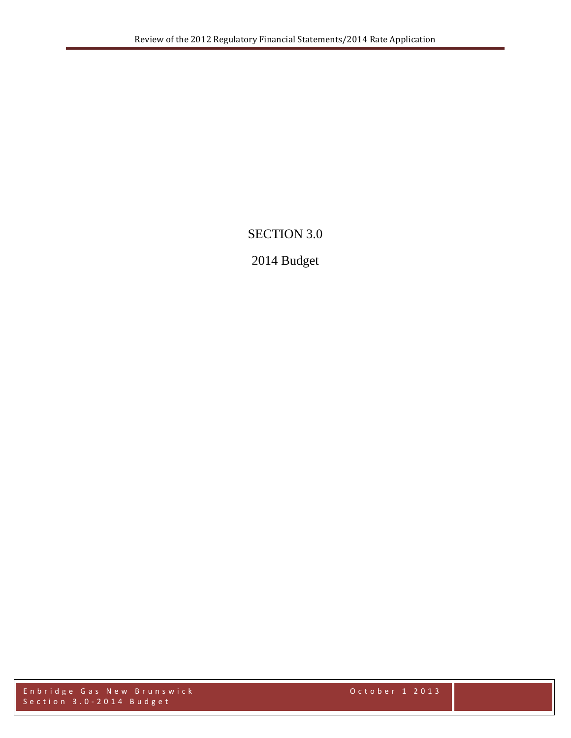# SECTION 3.0

## 2014 Budget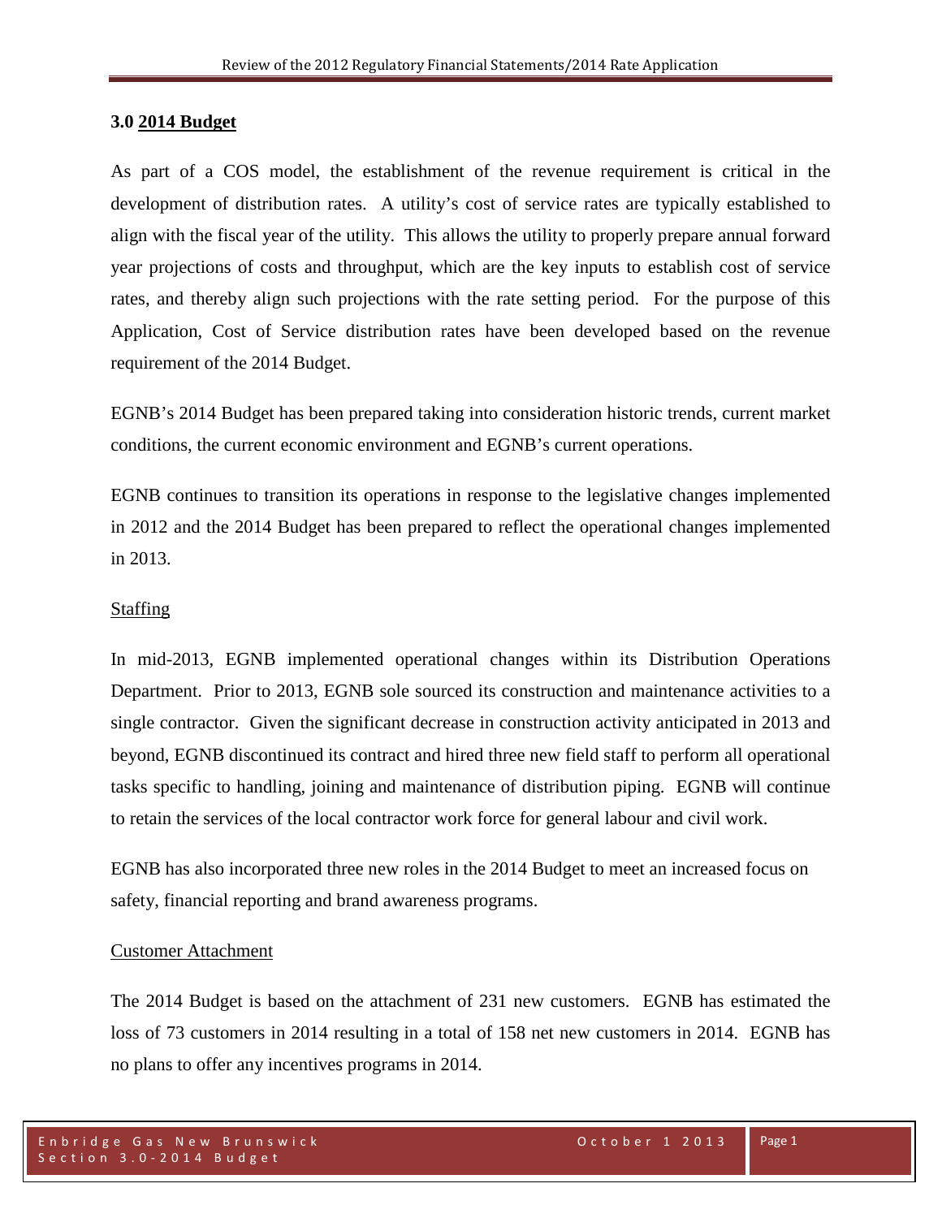### 3.0 2014 Budget

As part of a COS model, the establishment of the revenue requirement is critical in the development of distribution rates. A utility's cost of service rates are typically established to align with the fiscal year of the utility. This allows the utility to properly prepare annual forward year projections of costs and throughput, which are the key inputs to establish cost of service rates, and thereby align such projections with the rate setting period. For the purpose of this Application, Cost of Service distribution rates have been developed based on the revenue requirement of the 2014 Budget.

EGNB's 2014 Budget has been prepared taking into consideration historic trends, current market conditions, the current economic environment and EGNB's current operations.

EGNB continues to transition its operations in response to the legislative changes implemented in 2012 and the 2014 Budget has been prepared to reflect the operational changes implemented in 2013.

#### Staffing

In mid-2013, EGNB implemented operational changes within its Distribution Operations Department. Prior to 2013, EGNB sole sourced its construction and maintenance activities to a single contractor. Given the significant decrease in construction activity anticipated in 2013 and beyond, EGNB discontinued its contract and hired three new field staff to perform all operational tasks specific to handling, joining and maintenance of distribution piping. EGNB will continue to retain the services of the local contractor work force for general labour and civil work.

EGNB has also incorporated three new roles in the 2014 Budget to meet an increased focus on safety, financial reporting and brand awareness programs.

#### Customer Attachment

The 2014 Budget is based on the attachment of 231 new customers. EGNB has estimated the loss of 73 customers in 2014 resulting in a total of 158 net new customers in 2014. EGNB has no plans to offer any incentives programs in 2014.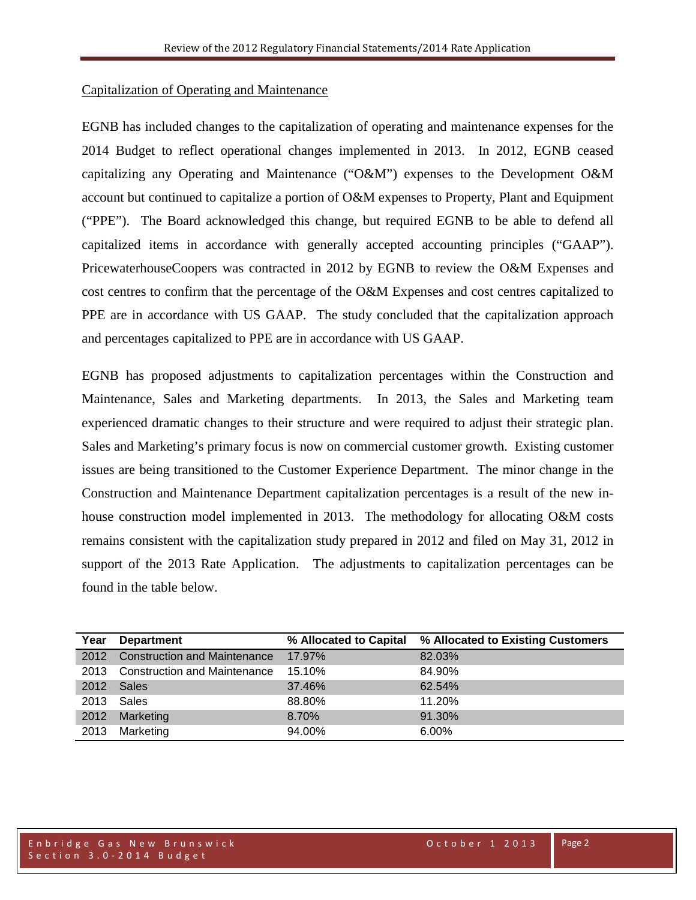Capitalization of Operating and Maintenance

EGNB has included changes to the capitalization of operating and maintenance expenses for the 2014 Budget to reflect operational changes implemented in 2013. In 2012, EGNB ceased capitalizing any Operating and Maintenance ("O&M") expenses to the Development O&M account but continued to capitalize a portion of O&M expenses to Property, Plant and Equipment ("PPE"). The Board acknowledged this change, but required EGNB to be able to defend all capitalized items in accordance with generally accepted accounting principles ("GAAP"). PricewaterhouseCoopers was contracted in 2012 by EGNB to review the O&M Expenses and cost centres to confirm that the percentage of the O&M Expenses and cost centres capitalized to PPE are in accordance with US GAAP. The study concluded that the capitalization approach and percentages capitalized to PPE are in accordance with US GAAP.

EGNB has proposed adjustments to capitalization percentages within the Construction and Maintenance, Sales and Marketing departments. In 2013, the Sales and Marketing team experienced dramatic changes to their structure and were required to adjust their strategic plan. Sales and Marketing's primary focus is now on commercial customer growth. Existing customer issues are being transitioned to the Customer Experience Department. The minor change in the Construction and Maintenance Department capitalization percentages is a result of the new in-house construction model implemented in 2013. The methodology for allocating O&M costs remains consistent with the capitalization study prepared in 2012 and filed on May 31, 2012 in support of the 2013 Rate Application. The adjustments to capitalization percentages can be found in the table below.

| Year | Department | % Allocated to Capital | % Allocated to Existing Customers |
|---|---|---|---|
| 2012 | Construction and Maintenance | 17.97% | 82.03% |
| 2013 | Construction and Maintenance | 15.10% | 84.90% |
| 2012 | Sales | 37.46% | 62.54% |
| 2013 | Sales | 88.80% | 11.20% |
| 2012 | Marketing | 8.70% | 91.30% |
| 2013 | Marketing | 94.00% | 6.00% |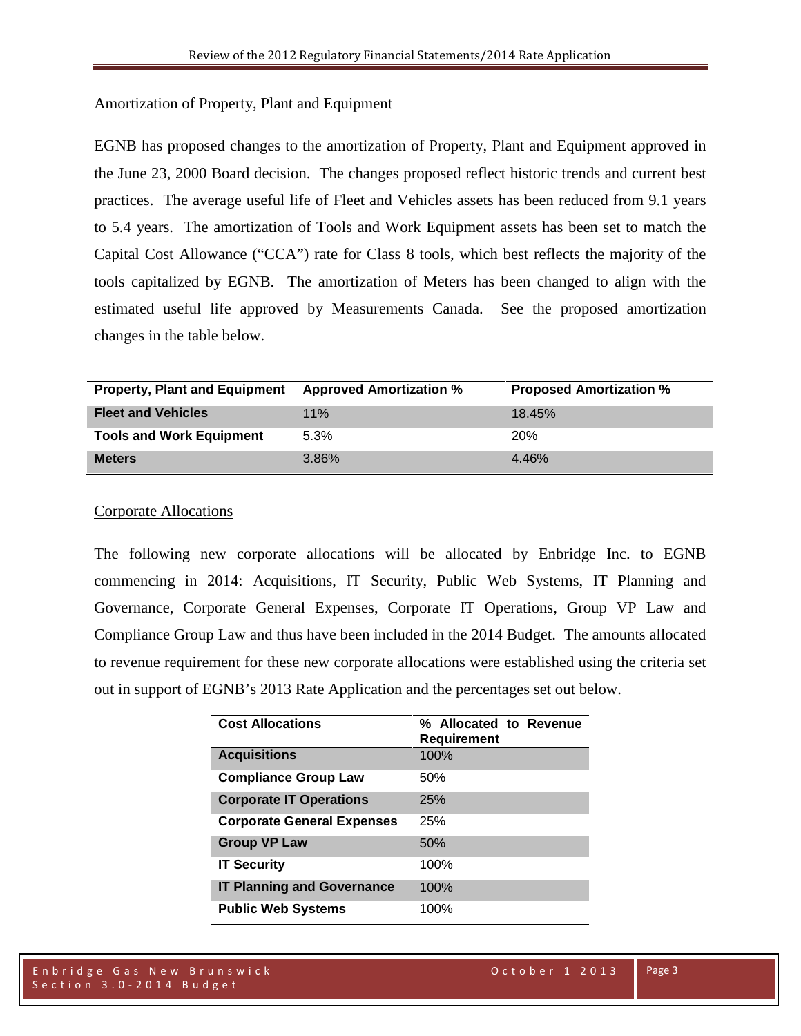Amortization of Property, Plant and Equipment

EGNB has proposed changes to the amortization of Property, Plant and Equipment approved in the June 23, 2000 Board decision. The changes proposed reflect historic trends and current best practices. The average useful life of Fleet and Vehicles assets has been reduced from 9.1 years to 5.4 years. The amortization of Tools and Work Equipment assets has been set to match the Capital Cost Allowance ("CCA") rate for Class 8 tools, which best reflects the majority of the tools capitalized by EGNB. The amortization of Meters has been changed to align with the estimated useful life approved by Measurements Canada. See the proposed amortization changes in the table below.

| Property, Plant and Equipment | Approved Amortization % | Proposed Amortization % |
|---|---|---|
| **Fleet and Vehicles** | 11% | 18.45% |
| **Tools and Work Equipment** | 5.3% | 20% |
| **Meters** | 3.86% | 4.46% |

Corporate Allocations

The following new corporate allocations will be allocated by Enbridge Inc. to EGNB commencing in 2014: Acquisitions, IT Security, Public Web Systems, IT Planning and Governance, Corporate General Expenses, Corporate IT Operations, Group VP Law and Compliance Group Law and thus have been included in the 2014 Budget. The amounts allocated to revenue requirement for these new corporate allocations were established using the criteria set out in support of EGNB's 2013 Rate Application and the percentages set out below.

| Cost Allocations | % Allocated to Revenue Requirement |
|---|---|
| **Acquisitions** | 100% |
| **Compliance Group Law** | 50% |
| **Corporate IT Operations** | 25% |
| **Corporate General Expenses** | 25% |
| **Group VP Law** | 50% |
| **IT Security** | 100% |
| **IT Planning and Governance** | 100% |
| **Public Web Systems** | 100% |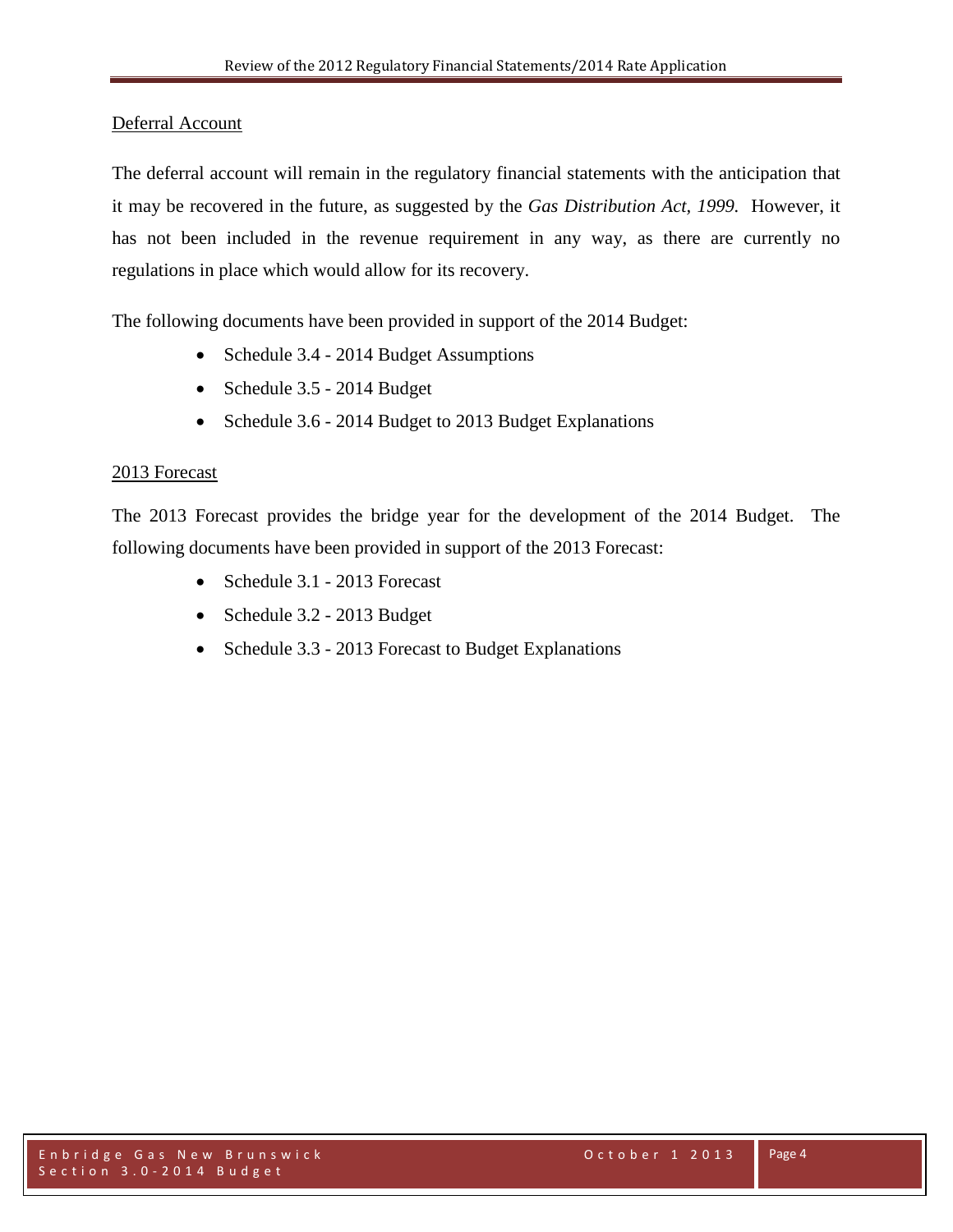Deferral Account

The deferral account will remain in the regulatory financial statements with the anticipation that it may be recovered in the future, as suggested by the *Gas Distribution Act, 1999.* However, it has not been included in the revenue requirement in any way, as there are currently no regulations in place which would allow for its recovery.

The following documents have been provided in support of the 2014 Budget:

- Schedule 3.4 - 2014 Budget Assumptions
- Schedule 3.5 - 2014 Budget
- Schedule 3.6 - 2014 Budget to 2013 Budget Explanations

2013 Forecast

The 2013 Forecast provides the bridge year for the development of the 2014 Budget. The following documents have been provided in support of the 2013 Forecast:

- Schedule 3.1 - 2013 Forecast
- Schedule 3.2 - 2013 Budget
- Schedule 3.3 - 2013 Forecast to Budget Explanations